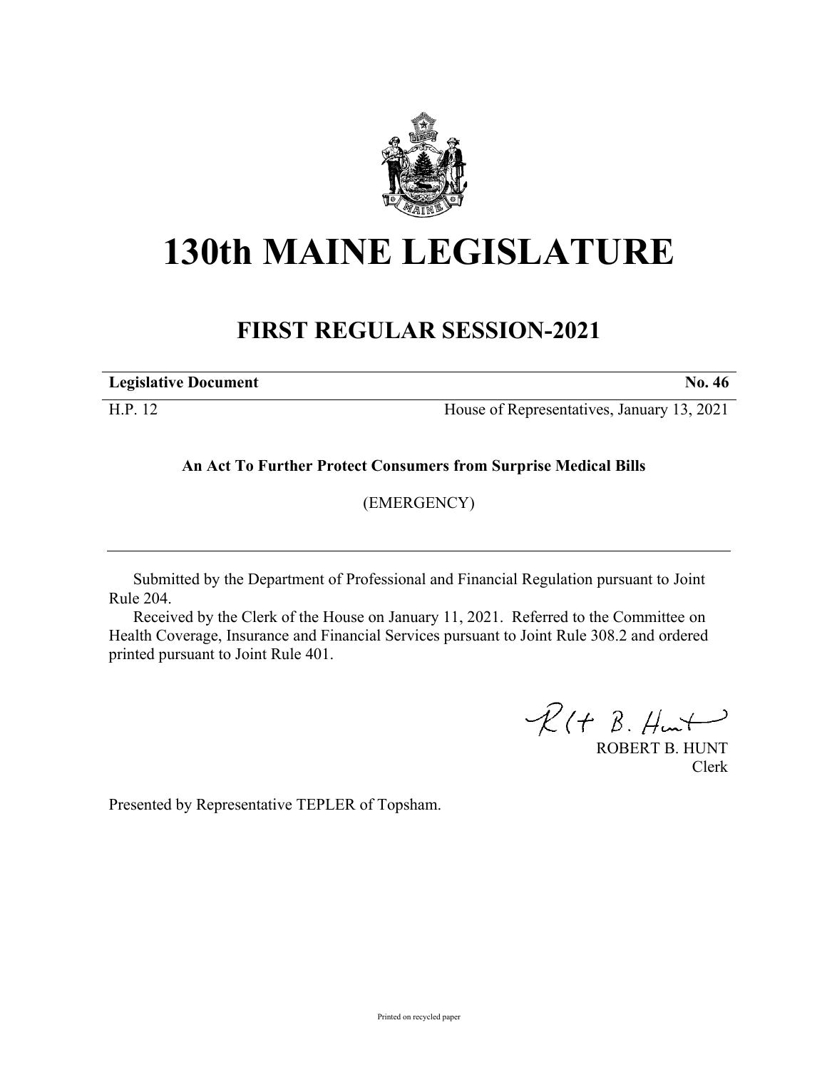# 130th MAINE LEGISLATURE

## FIRST REGULAR SESSION-2021

| **Legislative Document** | **No. 46** |
|---|---|
| H.P. 12 | House of Representatives, January 13, 2021 |

**An Act To Further Protect Consumers from Surprise Medical Bills**

(EMERGENCY)

Submitted by the Department of Professional and Financial Regulation pursuant to Joint Rule 204.

Received by the Clerk of the House on January 11, 2021. Referred to the Committee on Health Coverage, Insurance and Financial Services pursuant to Joint Rule 308.2 and ordered printed pursuant to Joint Rule 401.

ROBERT B. HUNT
Clerk

Presented by Representative TEPLER of Topsham.

Printed on recycled paper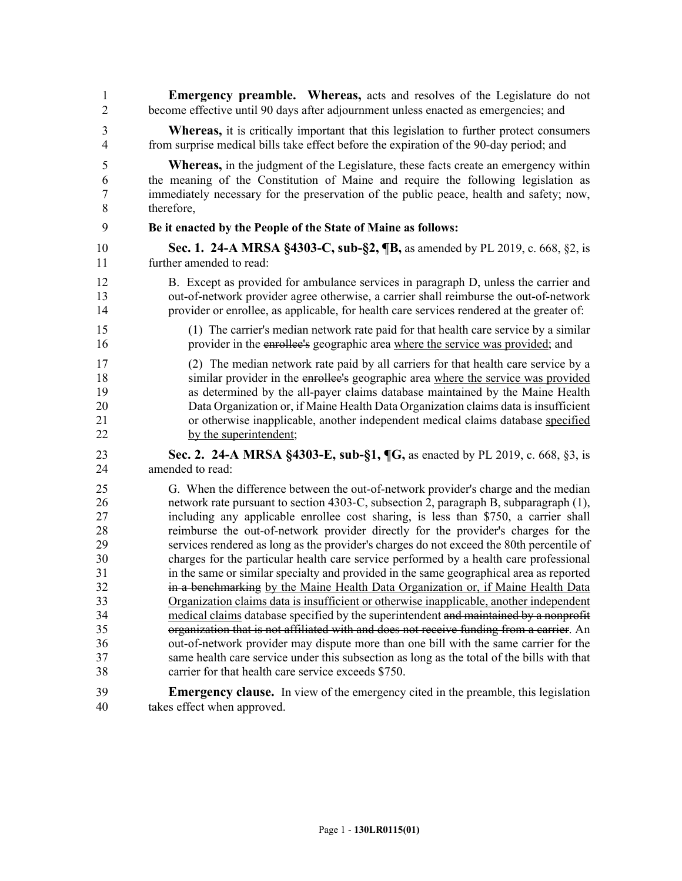**Emergency preamble. Whereas,** acts and resolves of the Legislature do not become effective until 90 days after adjournment unless enacted as emergencies; and

**Whereas,** it is critically important that this legislation to further protect consumers from surprise medical bills take effect before the expiration of the 90-day period; and

**Whereas,** in the judgment of the Legislature, these facts create an emergency within the meaning of the Constitution of Maine and require the following legislation as immediately necessary for the preservation of the public peace, health and safety; now, therefore,

**Be it enacted by the People of the State of Maine as follows:**

**Sec. 1. 24-A MRSA §4303-C, sub-§2, ¶B,** as amended by PL 2019, c. 668, §2, is further amended to read:

B. Except as provided for ambulance services in paragraph D, unless the carrier and out-of-network provider agree otherwise, a carrier shall reimburse the out-of-network provider or enrollee, as applicable, for health care services rendered at the greater of:

(1) The carrier's median network rate paid for that health care service by a similar provider in the ~~enrollee's~~ geographic area where the service was provided; and

(2) The median network rate paid by all carriers for that health care service by a similar provider in the ~~enrollee's~~ geographic area where the service was provided as determined by the all-payer claims database maintained by the Maine Health Data Organization or, if Maine Health Data Organization claims data is insufficient or otherwise inapplicable, another independent medical claims database specified by the superintendent;

**Sec. 2. 24-A MRSA §4303-E, sub-§1, ¶G,** as enacted by PL 2019, c. 668, §3, is amended to read:

G. When the difference between the out-of-network provider's charge and the median network rate pursuant to section 4303-C, subsection 2, paragraph B, subparagraph (1), including any applicable enrollee cost sharing, is less than $750, a carrier shall reimburse the out-of-network provider directly for the provider's charges for the services rendered as long as the provider's charges do not exceed the 80th percentile of charges for the particular health care service performed by a health care professional in the same or similar specialty and provided in the same geographical area as reported ~~in a benchmarking~~ by the Maine Health Data Organization or, if Maine Health Data Organization claims data is insufficient or otherwise inapplicable, another independent medical claims database specified by the superintendent ~~and maintained by a nonprofit organization that is not affiliated with and does not receive funding from a carrier~~. An out-of-network provider may dispute more than one bill with the same carrier for the same health care service under this subsection as long as the total of the bills with that carrier for that health care service exceeds $750.

**Emergency clause.** In view of the emergency cited in the preamble, this legislation takes effect when approved.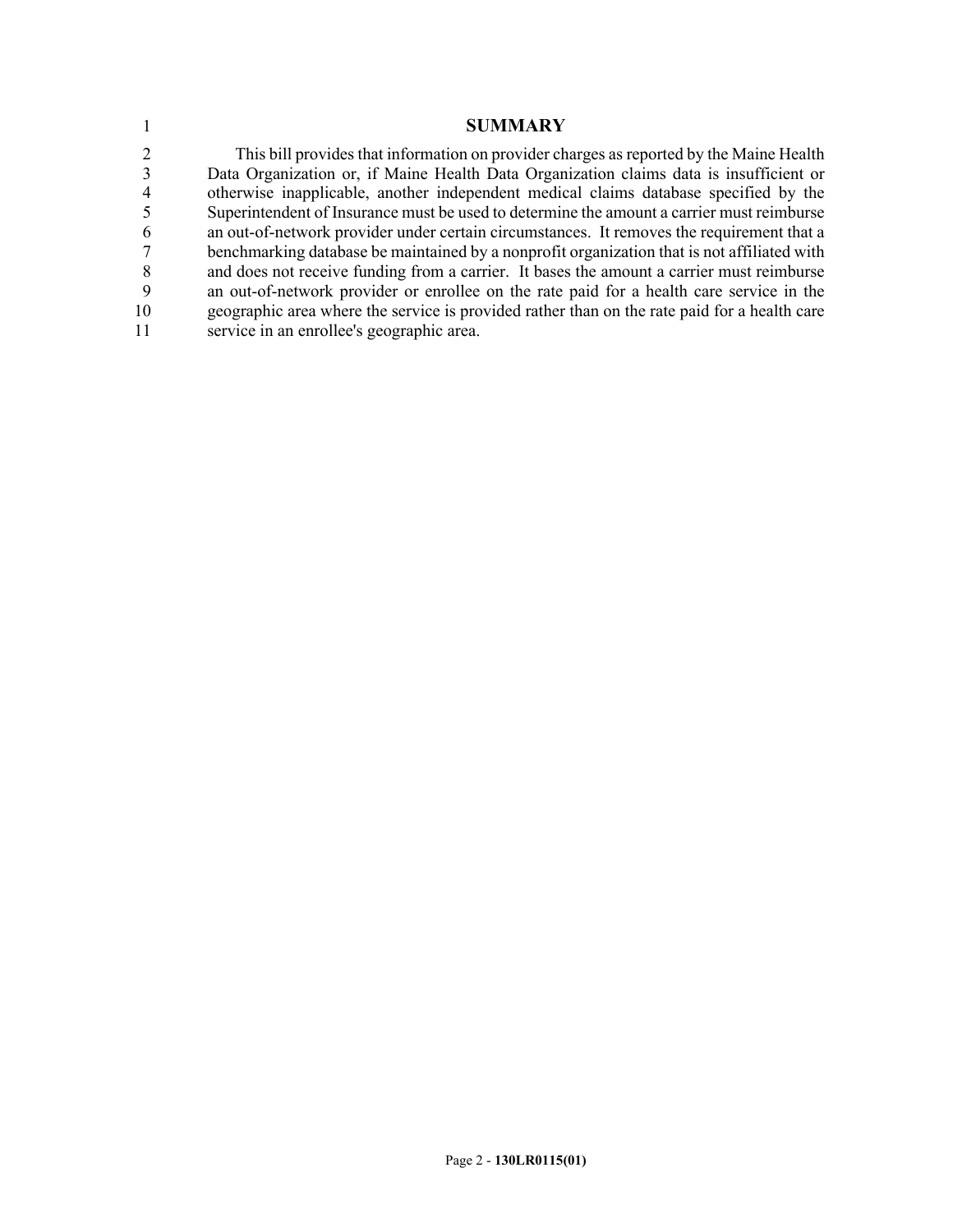## SUMMARY

This bill provides that information on provider charges as reported by the Maine Health Data Organization or, if Maine Health Data Organization claims data is insufficient or otherwise inapplicable, another independent medical claims database specified by the Superintendent of Insurance must be used to determine the amount a carrier must reimburse an out-of-network provider under certain circumstances. It removes the requirement that a benchmarking database be maintained by a nonprofit organization that is not affiliated with and does not receive funding from a carrier. It bases the amount a carrier must reimburse an out-of-network provider or enrollee on the rate paid for a health care service in the geographic area where the service is provided rather than on the rate paid for a health care service in an enrollee's geographic area.